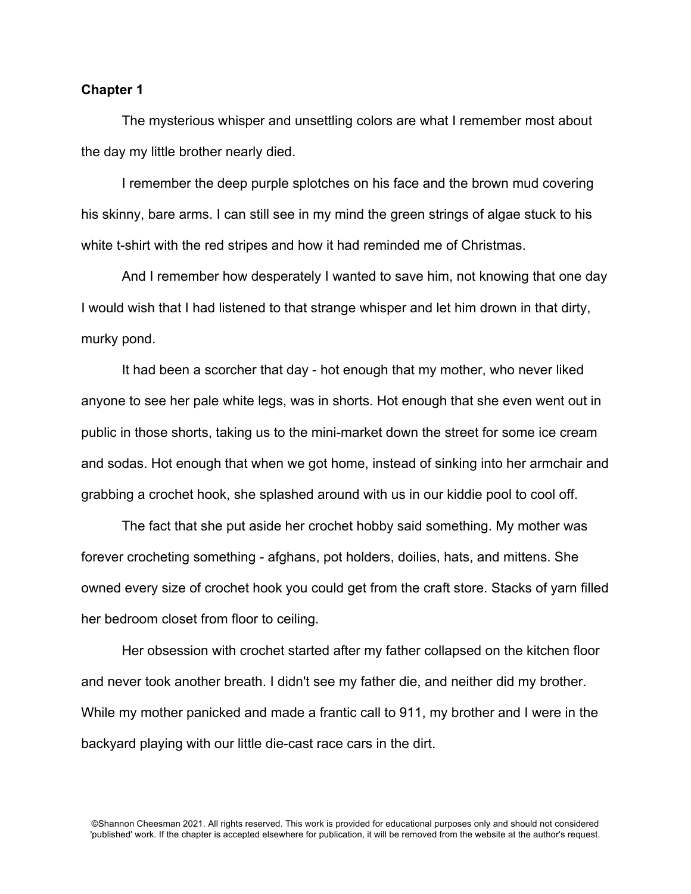**Chapter 1**

The mysterious whisper and unsettling colors are what I remember most about the day my little brother nearly died.

I remember the deep purple splotches on his face and the brown mud covering his skinny, bare arms. I can still see in my mind the green strings of algae stuck to his white t-shirt with the red stripes and how it had reminded me of Christmas.

And I remember how desperately I wanted to save him, not knowing that one day I would wish that I had listened to that strange whisper and let him drown in that dirty, murky pond.

It had been a scorcher that day - hot enough that my mother, who never liked anyone to see her pale white legs, was in shorts. Hot enough that she even went out in public in those shorts, taking us to the mini-market down the street for some ice cream and sodas. Hot enough that when we got home, instead of sinking into her armchair and grabbing a crochet hook, she splashed around with us in our kiddie pool to cool off.

The fact that she put aside her crochet hobby said something. My mother was forever crocheting something - afghans, pot holders, doilies, hats, and mittens. She owned every size of crochet hook you could get from the craft store. Stacks of yarn filled her bedroom closet from floor to ceiling.

Her obsession with crochet started after my father collapsed on the kitchen floor and never took another breath. I didn't see my father die, and neither did my brother. While my mother panicked and made a frantic call to 911, my brother and I were in the backyard playing with our little die-cast race cars in the dirt.

©Shannon Cheesman 2021. All rights reserved. This work is provided for educational purposes only and should not considered 'published' work. If the chapter is accepted elsewhere for publication, it will be removed from the website at the author's request.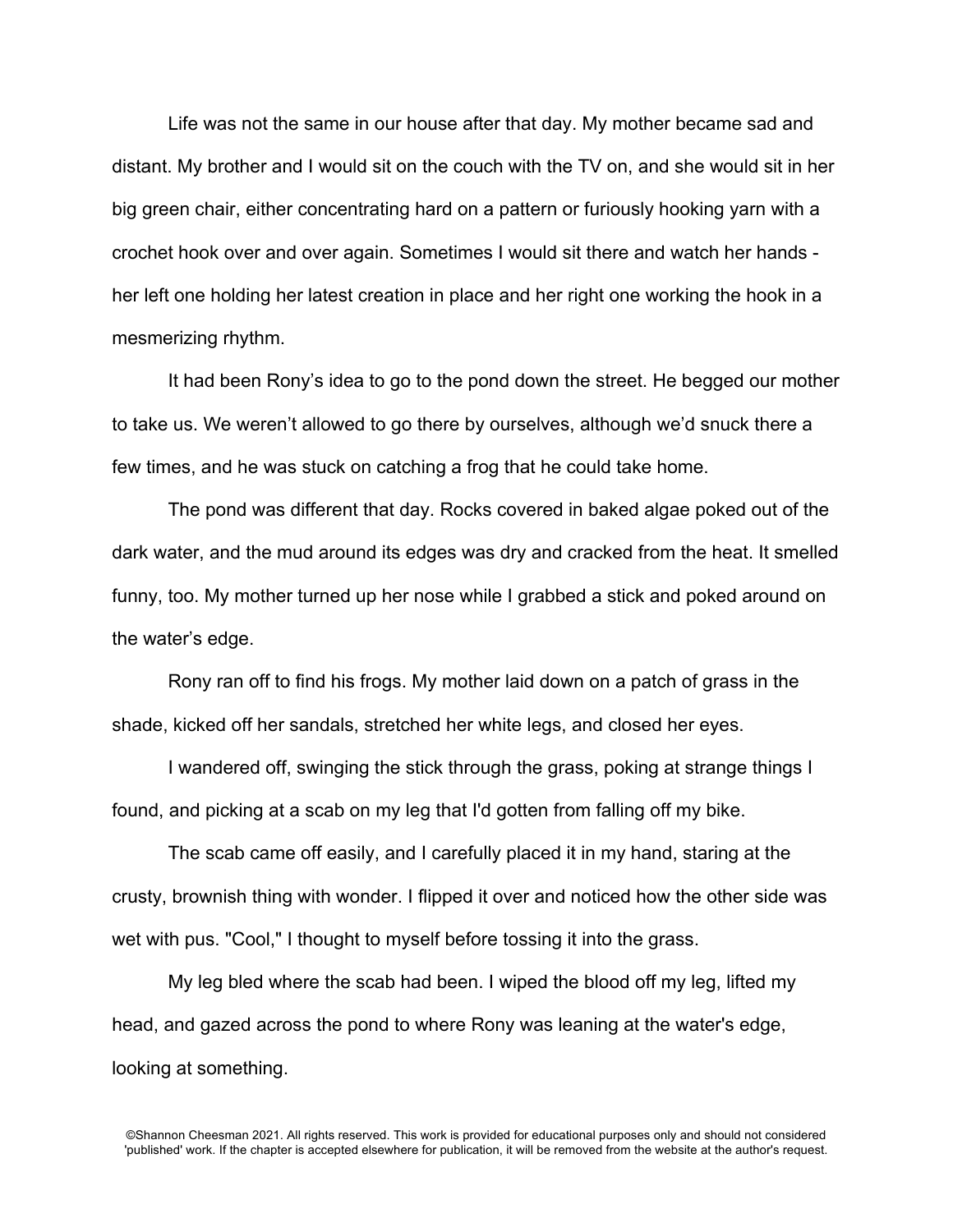Life was not the same in our house after that day. My mother became sad and distant. My brother and I would sit on the couch with the TV on, and she would sit in her big green chair, either concentrating hard on a pattern or furiously hooking yarn with a crochet hook over and over again. Sometimes I would sit there and watch her hands - her left one holding her latest creation in place and her right one working the hook in a mesmerizing rhythm.

It had been Rony's idea to go to the pond down the street. He begged our mother to take us. We weren't allowed to go there by ourselves, although we'd snuck there a few times, and he was stuck on catching a frog that he could take home.

The pond was different that day. Rocks covered in baked algae poked out of the dark water, and the mud around its edges was dry and cracked from the heat. It smelled funny, too. My mother turned up her nose while I grabbed a stick and poked around on the water's edge.

Rony ran off to find his frogs. My mother laid down on a patch of grass in the shade, kicked off her sandals, stretched her white legs, and closed her eyes.

I wandered off, swinging the stick through the grass, poking at strange things I found, and picking at a scab on my leg that I'd gotten from falling off my bike.

The scab came off easily, and I carefully placed it in my hand, staring at the crusty, brownish thing with wonder. I flipped it over and noticed how the other side was wet with pus. "Cool," I thought to myself before tossing it into the grass.

My leg bled where the scab had been. I wiped the blood off my leg, lifted my head, and gazed across the pond to where Rony was leaning at the water's edge, looking at something.

©Shannon Cheesman 2021. All rights reserved. This work is provided for educational purposes only and should not considered 'published' work. If the chapter is accepted elsewhere for publication, it will be removed from the website at the author's request.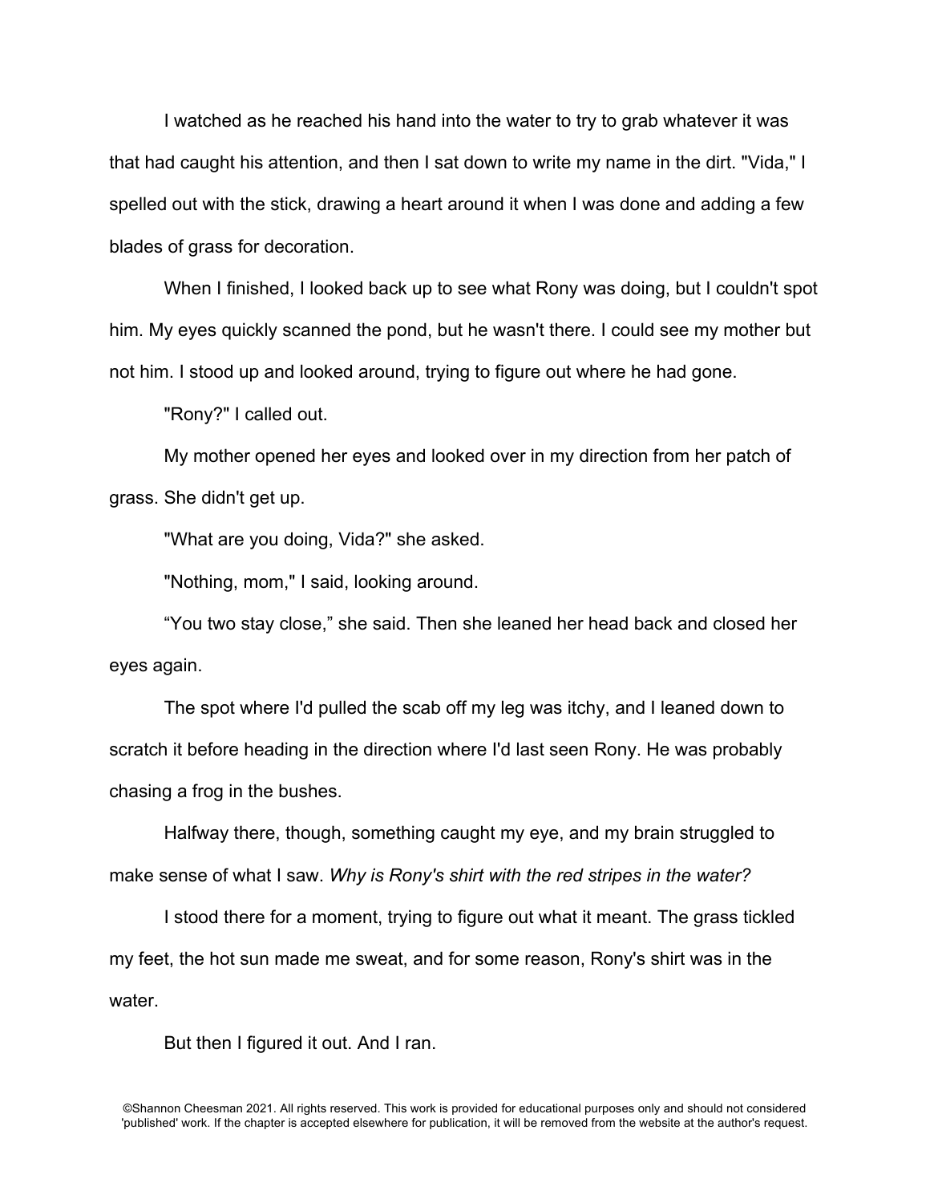I watched as he reached his hand into the water to try to grab whatever it was that had caught his attention, and then I sat down to write my name in the dirt. "Vida," I spelled out with the stick, drawing a heart around it when I was done and adding a few blades of grass for decoration.

When I finished, I looked back up to see what Rony was doing, but I couldn't spot him. My eyes quickly scanned the pond, but he wasn't there. I could see my mother but not him. I stood up and looked around, trying to figure out where he had gone.

"Rony?" I called out.

My mother opened her eyes and looked over in my direction from her patch of grass. She didn't get up.

"What are you doing, Vida?" she asked.

"Nothing, mom," I said, looking around.

"You two stay close," she said. Then she leaned her head back and closed her eyes again.

The spot where I'd pulled the scab off my leg was itchy, and I leaned down to scratch it before heading in the direction where I'd last seen Rony. He was probably chasing a frog in the bushes.

Halfway there, though, something caught my eye, and my brain struggled to make sense of what I saw. *Why is Rony's shirt with the red stripes in the water?*

I stood there for a moment, trying to figure out what it meant. The grass tickled my feet, the hot sun made me sweat, and for some reason, Rony's shirt was in the water.

But then I figured it out. And I ran.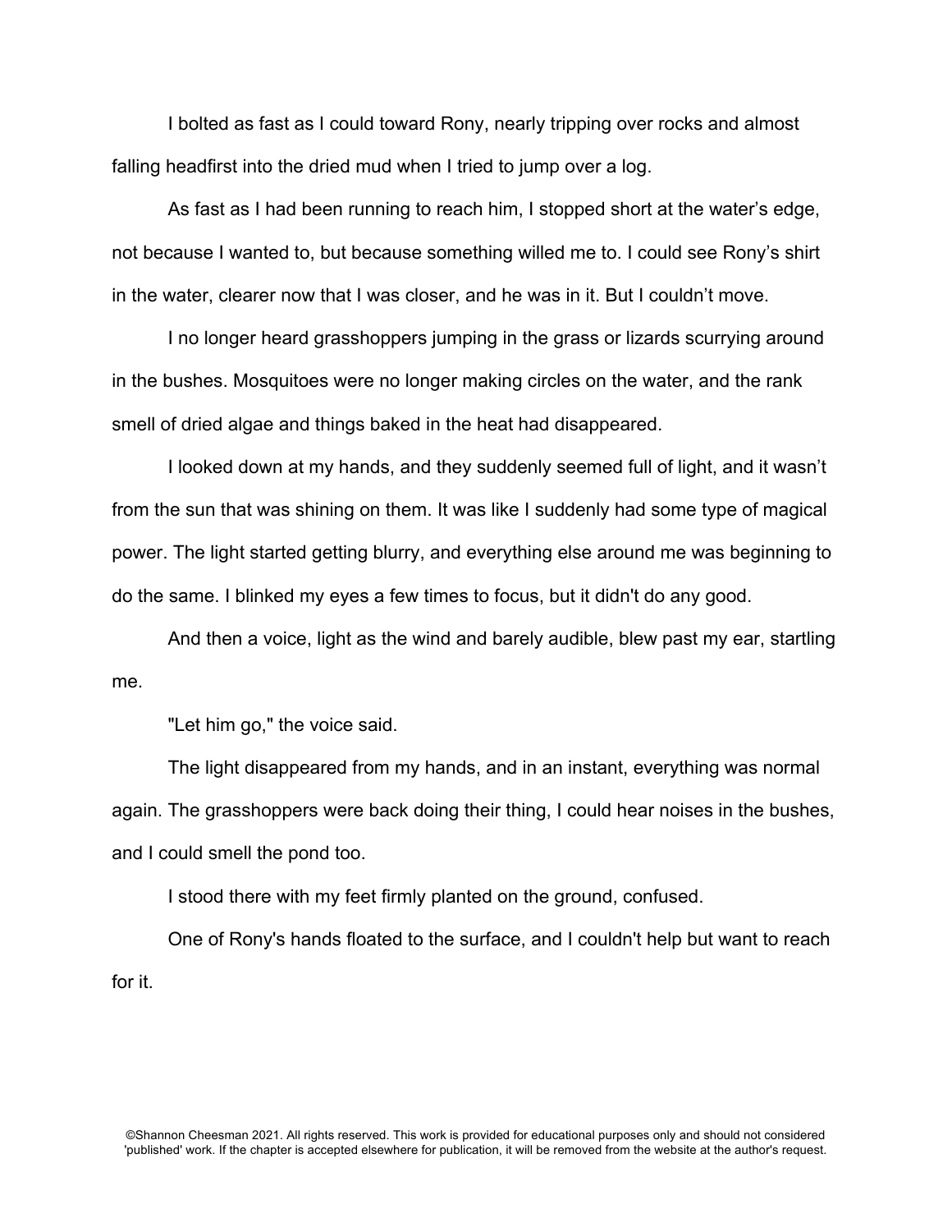I bolted as fast as I could toward Rony, nearly tripping over rocks and almost falling headfirst into the dried mud when I tried to jump over a log.

As fast as I had been running to reach him, I stopped short at the water's edge, not because I wanted to, but because something willed me to. I could see Rony's shirt in the water, clearer now that I was closer, and he was in it. But I couldn't move.

I no longer heard grasshoppers jumping in the grass or lizards scurrying around in the bushes. Mosquitoes were no longer making circles on the water, and the rank smell of dried algae and things baked in the heat had disappeared.

I looked down at my hands, and they suddenly seemed full of light, and it wasn't from the sun that was shining on them. It was like I suddenly had some type of magical power. The light started getting blurry, and everything else around me was beginning to do the same. I blinked my eyes a few times to focus, but it didn't do any good.

And then a voice, light as the wind and barely audible, blew past my ear, startling me.

"Let him go," the voice said.

The light disappeared from my hands, and in an instant, everything was normal again. The grasshoppers were back doing their thing, I could hear noises in the bushes, and I could smell the pond too.

I stood there with my feet firmly planted on the ground, confused.

One of Rony's hands floated to the surface, and I couldn't help but want to reach for it.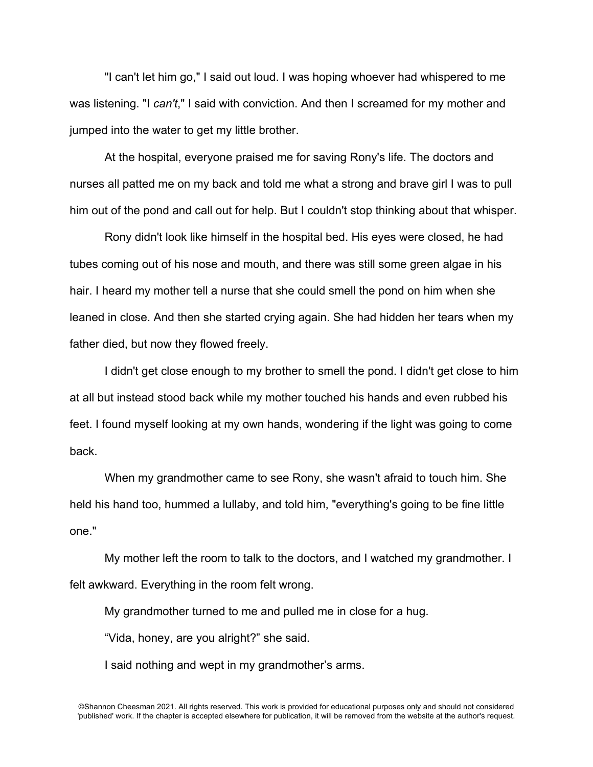"I can't let him go," I said out loud. I was hoping whoever had whispered to me was listening. "I *can't*," I said with conviction. And then I screamed for my mother and jumped into the water to get my little brother.

At the hospital, everyone praised me for saving Rony's life. The doctors and nurses all patted me on my back and told me what a strong and brave girl I was to pull him out of the pond and call out for help. But I couldn't stop thinking about that whisper.

Rony didn't look like himself in the hospital bed. His eyes were closed, he had tubes coming out of his nose and mouth, and there was still some green algae in his hair. I heard my mother tell a nurse that she could smell the pond on him when she leaned in close. And then she started crying again. She had hidden her tears when my father died, but now they flowed freely.

I didn't get close enough to my brother to smell the pond. I didn't get close to him at all but instead stood back while my mother touched his hands and even rubbed his feet. I found myself looking at my own hands, wondering if the light was going to come back.

When my grandmother came to see Rony, she wasn't afraid to touch him. She held his hand too, hummed a lullaby, and told him, "everything's going to be fine little one."

My mother left the room to talk to the doctors, and I watched my grandmother. I felt awkward. Everything in the room felt wrong.

My grandmother turned to me and pulled me in close for a hug.

"Vida, honey, are you alright?" she said.

I said nothing and wept in my grandmother's arms.

©Shannon Cheesman 2021. All rights reserved. This work is provided for educational purposes only and should not considered 'published' work. If the chapter is accepted elsewhere for publication, it will be removed from the website at the author's request.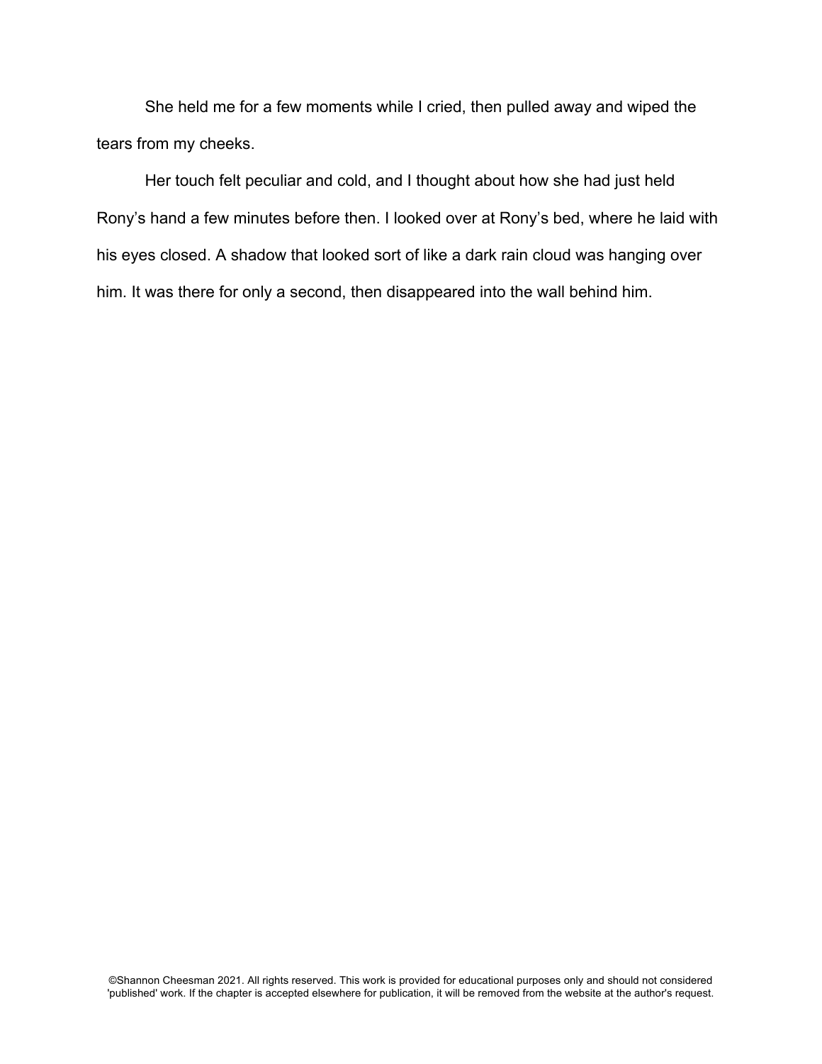She held me for a few moments while I cried, then pulled away and wiped the tears from my cheeks.

Her touch felt peculiar and cold, and I thought about how she had just held Rony's hand a few minutes before then. I looked over at Rony's bed, where he laid with his eyes closed. A shadow that looked sort of like a dark rain cloud was hanging over him. It was there for only a second, then disappeared into the wall behind him.